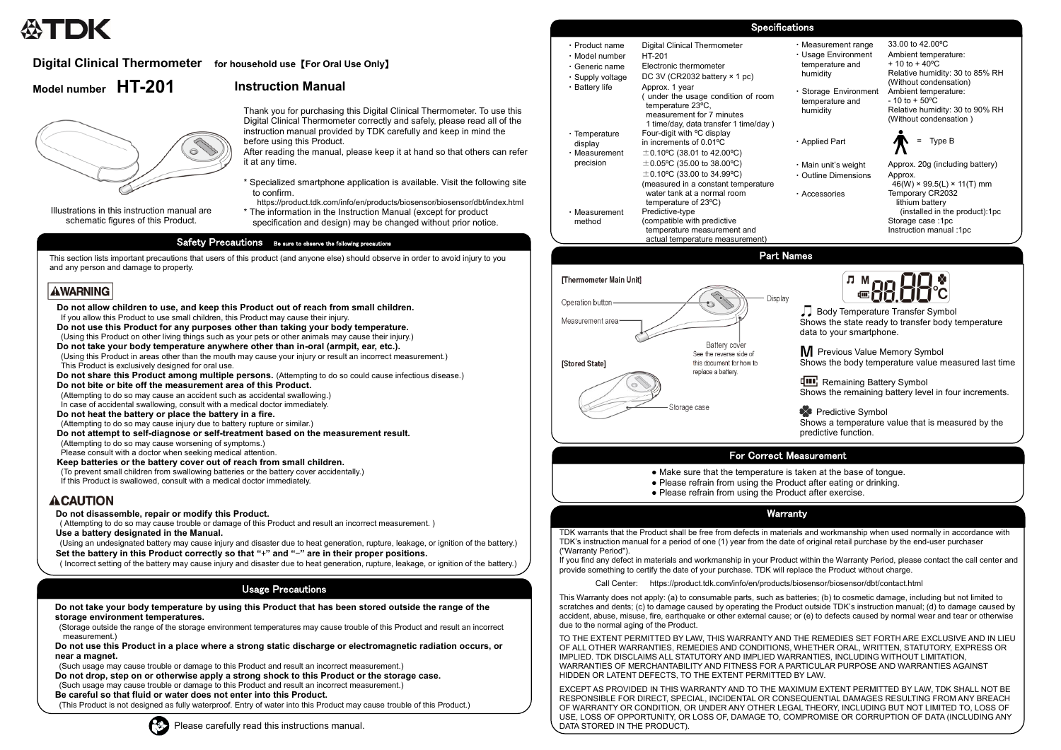TDK

# Digital Clinical Thermometer for household use【For Oral Use Only】

## Model number HT-201

## Instruction Manual

Illustrations in this instruction manual are schematic figures of this Product.

Thank you for purchasing this Digital Clinical Thermometer. To use this Digital Clinical Thermometer correctly and safely, please read all of the instruction manual provided by TDK carefully and keep in mind the before using this Product.
After reading the manual, please keep it at hand so that others can refer it at any time.

* Specialized smartphone application is available. Visit the following site to confirm.
  https://product.tdk.com/info/en/products/biosensor/biosensor/dbt/index.html
* The information in the Instruction Manual (except for product specification and design) may be changed without prior notice.

## Safety Precautions

Be sure to observe the following precautions

This section lists important precautions that users of this product (and anyone else) should observe in order to avoid injury to you and any person and damage to property.

### ⚠WARNING

**Do not allow children to use, and keep this Product out of reach from small children.**
If you allow this Product to use small children, this Product may cause their injury.
**Do not use this Product for any purposes other than taking your body temperature.**
(Using this Product on other living things such as your pets or other animals may cause their injury.)
**Do not take your body temperature anywhere other than in-oral (armpit, ear, etc.).**
(Using this Product in areas other than the mouth may cause your injury or result an incorrect measurement.)
This Product is exclusively designed for oral use.
**Do not share this Product among multiple persons.** (Attempting to do so could cause infectious disease.)
**Do not bite or bite off the measurement area of this Product.**
(Attempting to do so may cause an accident such as accidental swallowing.)
In case of accidental swallowing, consult with a medical doctor immediately.
**Do not heat the battery or place the battery in a fire.**
(Attempting to do so may cause injury due to battery rupture or similar.)
**Do not attempt to self-diagnose or self-treatment based on the measurement result.**
(Attempting to do so may cause worsening of symptoms.)
Please consult with a doctor when seeking medical attention.
**Keep batteries or the battery cover out of reach from small children.**
(To prevent small children from swallowing batteries or the battery cover accidentally.)
If this Product is swallowed, consult with a medical doctor immediately.

### ⚠CAUTION

**Do not disassemble, repair or modify this Product.**
( Attempting to do so may cause trouble or damage of this Product and result an incorrect measurement. )
**Use a battery designated in the Manual.**
(Using an undesignated battery may cause injury and disaster due to heat generation, rupture, leakage, or ignition of the battery.)
**Set the battery in this Product correctly so that "+" and "−" are in their proper positions.**
( Incorrect setting of the battery may cause injury and disaster due to heat generation, rupture, leakage, or ignition of the battery.)

## Usage Precautions

**Do not take your body temperature by using this Product that has been stored outside the range of the storage environment temperatures.**
(Storage outside the range of the storage environment temperatures may cause trouble of this Product and result an incorrect measurement.)
**Do not use this Product in a place where a strong static discharge or electromagnetic radiation occurs, or near a magnet.**
(Such usage may cause trouble or damage to this Product and result an incorrect measurement.)
**Do not drop, step on or otherwise apply a strong shock to this Product or the storage case.**
(Such usage may cause trouble or damage to this Product and result an incorrect measurement.)
**Be careful so that fluid or water does not enter into this Product.**
(This Product is not designed as fully waterproof. Entry of water into this Product may cause trouble of this Product.)

Please carefully read this instructions manual.

## Specifications

| Item | Specification |
|---|---|
| ・Product name | Digital Clinical Thermometer |
| ・Model number | HT-201 |
| ・Generic name | Electronic thermometer |
| ・Supply voltage | DC 3V (CR2032 battery × 1 pc) |
| ・Battery life | Approx. 1 year ( under the usage condition of room temperature 23ºC, measurement for 7 minutes 1 time/day, data transfer 1 time/day ) |
| ・Temperature display | Four-digit with ºC display in increments of 0.01ºC |
| ・Measurement precision | ±0.10ºC (38.01 to 42.00ºC)<br>±0.05ºC (35.00 to 38.00ºC)<br>±0.10ºC (33.00 to 34.99ºC)<br>(measured in a constant temperature water tank at a normal room temperature of 23ºC) |
| ・Measurement method | Predictive-type (compatible with predictive temperature measurement and actual temperature measurement) |
| ・Measurement range | 33.00 to 42.00ºC |
| ・Usage Environment temperature and humidity | Ambient temperature: + 10 to + 40ºC<br>Relative humidity: 30 to 85% RH (Without condensation) |
| ・Storage Environment temperature and humidity | Ambient temperature: - 10 to + 50ºC<br>Relative humidity: 30 to 90% RH (Without condensation ) |
| ・Applied Part | = Type B |
| ・Main unit's weight | Approx. 20g (including battery) |
| ・Outline Dimensions | Approx. 46(W) × 99.5(L) × 11(T) mm |
| ・Accessories | Temporary CR2032 lithium battery (installed in the product):1pc<br>Storage case :1pc<br>Instruction manual :1pc |

## Part Names

[Thermometer Main Unit]

Operation button
Measurement area
Display
Battery cover — See the reverse side of this document for how to replace a battery.

[Stored State]

Storage case

**Body Temperature Transfer Symbol**
Shows the state ready to transfer body temperature data to your smartphone.

**M Previous Value Memory Symbol**
Shows the body temperature value measured last time

**Remaining Battery Symbol**
Shows the remaining battery level in four increments.

**Predictive Symbol**
Shows a temperature value that is measured by the predictive function.

## For Correct Measurement

- Make sure that the temperature is taken at the base of tongue.
- Please refrain from using the Product after eating or drinking.
- Please refrain from using the Product after exercise.

## Warranty

TDK warrants that the Product shall be free from defects in materials and workmanship when used normally in accordance with TDK's instruction manual for a period of one (1) year from the date of original retail purchase by the end-user purchaser ("Warranty Period").
If you find any defect in materials and workmanship in your Product within the Warranty Period, please contact the call center and provide something to certify the date of your purchase. TDK will replace the Product without charge.

Call Center: https://product.tdk.com/info/en/products/biosensor/biosensor/dbt/contact.html

This Warranty does not apply: (a) to consumable parts, such as batteries; (b) to cosmetic damage, including but not limited to scratches and dents; (c) to damage caused by operating the Product outside TDK's instruction manual; (d) to damage caused by accident, abuse, misuse, fire, earthquake or other external cause; or (e) to defects caused by normal wear and tear or otherwise due to the normal aging of the Product.

TO THE EXTENT PERMITTED BY LAW, THIS WARRANTY AND THE REMEDIES SET FORTH ARE EXCLUSIVE AND IN LIEU OF ALL OTHER WARRANTIES, REMEDIES AND CONDITIONS, WHETHER ORAL, WRITTEN, STATUTORY, EXPRESS OR IMPLIED. TDK DISCLAIMS ALL STATUTORY AND IMPLIED WARRANTIES, INCLUDING WITHOUT LIMITATION, WARRANTIES OF MERCHANTABILITY AND FITNESS FOR A PARTICULAR PURPOSE AND WARRANTIES AGAINST HIDDEN OR LATENT DEFECTS, TO THE EXTENT PERMITTED BY LAW.

EXCEPT AS PROVIDED IN THIS WARRANTY AND TO THE MAXIMUM EXTENT PERMITTED BY LAW, TDK SHALL NOT BE RESPONSIBLE FOR DIRECT, SPECIAL, INCIDENTAL OR CONSEQUENTIAL DAMAGES RESULTING FROM ANY BREACH OF WARRANTY OR CONDITION, OR UNDER ANY OTHER LEGAL THEORY, INCLUDING BUT NOT LIMITED TO, LOSS OF USE, LOSS OF OPPORTUNITY, OR LOSS OF, DAMAGE TO, COMPROMISE OR CORRUPTION OF DATA (INCLUDING ANY DATA STORED IN THE PRODUCT).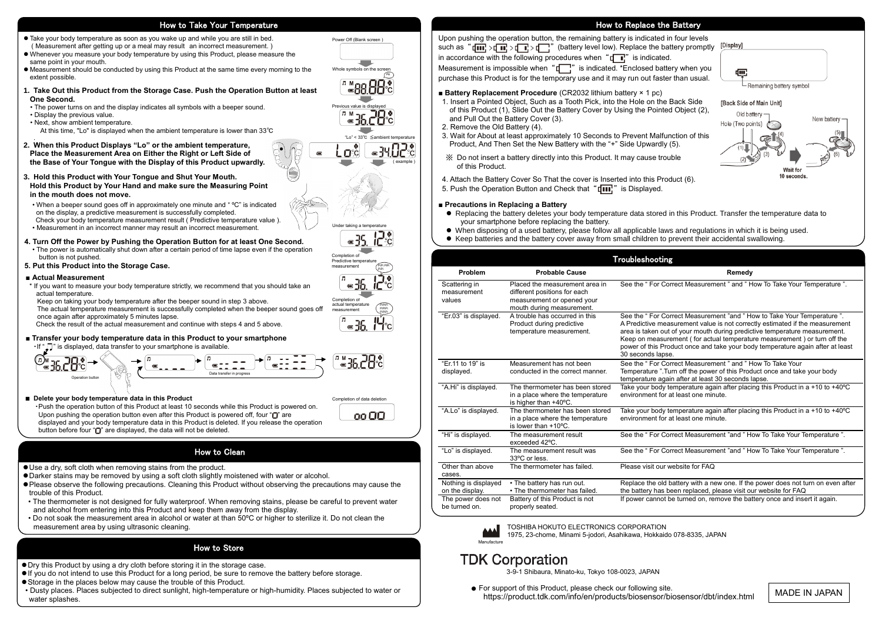## How to Take Your Temperature

- Take your body temperature as soon as you wake up and while you are still in bed. ( Measurement after getting up or a meal may result an incorrect measurement. )
- Whenever you measure your body temperature by using this Product, please measure the same point in your mouth.
- Measurement should be conducted by using this Product at the same time every morning to the extent possible.

**1. Take Out this Product from the Storage Case. Push the Operation Button at least One Second.**

- The power turns on and the display indicates all symbols with a beeper sound.
- Display the previous value.
- Next, show ambient temperature.
  At this time, "Lo" is displayed when the ambient temperature is lower than 33℃

**2. When this Product Displays "Lo" or the ambient temperature, Place the Measurement Area on Either the Right or Left Side of the Base of Your Tongue with the Display of this Product upwardly.**

**3. Hold this Product with Your Tongue and Shut Your Mouth. Hold this Product by Your Hand and make sure the Measuring Point in the mouth does not move.**

- When a beeper sound goes off in approximately one minute and " ºC" is indicated on the display, a predictive measurement is successfully completed.
  Check your body temperature measurement result ( Predictive temperature value ).
- Measurement in an incorrect manner may result an incorrect measurement.

**4. Turn Off the Power by Pushing the Operation Button for at least One Second.**

- The power is automatically shut down after a certain period of time lapse even if the operation button is not pushed.

**5. Put this Product into the Storage Case.**

Power Off (Blank screen )

Whole symbols on the screen

Previous value is displayed

"Lo" < 33℃ ≦ambient temperature

( example )

Under taking a temperature

Completion of Predictive temperature measurement

Completion of actual temperature measurement

### ■ Actual Measurement

* If you want to measure your body temperature strictly, we recommend that you should take an actual temperature.
  Keep on taking your body temperature after the beeper sound in step 3 above.
  The actual temperature measurement is successfully completed when the beeper sound goes off once again after approximately 5 minutes lapse.
  Check the result of the actual measurement and continue with steps 4 and 5 above.

### ■ Transfer your body temperature data in this Product to your smartphone

- If " ♫ " is displayed, data transfer to your smartphone is available.

Operation button

Data transfer in progress

### ■ Delete your body temperature data in this Product

- Push the operation button of this Product at least 10 seconds while this Product is powered on. Upon pushing the operation button even after this Product is powered off, four "▯" are displayed and your body temperature data in this Product is deleted. If you release the operation button before four "▯" are displayed, the data will not be deleted.

Completion of data deletion

## How to Clean

- Use a dry, soft cloth when removing stains from the product.
- Darker stains may be removed by using a soft cloth slightly moistened with water or alcohol.
- Please observe the following precautions. Cleaning this Product without observing the precautions may cause the trouble of this Product.
  - The thermometer is not designed for fully waterproof. When removing stains, please be careful to prevent water and alcohol from entering into this Product and keep them away from the display.
  - Do not soak the measurement area in alcohol or water at than 50ºC or higher to sterilize it. Do not clean the measurement area by using ultrasonic cleaning.

## How to Store

- Dry this Product by using a dry cloth before storing it in the storage case.
- If you do not intend to use this Product for a long period, be sure to remove the battery before storage.
- Storage in the places below may cause the trouble of this Product.
  - Dusty places. Places subjected to direct sunlight, high-temperature or high-humidity. Places subjected to water or water splashes.

## How to Replace the Battery

Upon pushing the operation button, the remaining battery is indicated in four levels such as "▮▮▮ > ▮▮ > ▮ > ▯" (battery level low). Replace the battery promptly in accordance with the following procedures when "▮" is indicated.
Measurement is impossible when "▯" is indicated. *Enclosed battery when you purchase this Product is for the temporary use and it may run out faster than usual.

[Display]

Remaining battery symbol

**■ Battery Replacement Procedure** (CR2032 lithium battery × 1 pc)

1. Insert a Pointed Object, Such as a Tooth Pick, into the Hole on the Back Side of this Product (1), Slide Out the Battery Cover by Using the Pointed Object (2), and Pull Out the Battery Cover (3).
2. Remove the Old Battery (4).
3. Wait for About at least approximately 10 Seconds to Prevent Malfunction of this Product, And Then Set the New Battery with the "+" Side Upwardly (5).

※ Do not insert a battery directly into this Product. It may cause trouble of this Product.

4. Attach the Battery Cover So That the cover is Inserted into this Product (6).
5. Push the Operation Button and Check that "▮▮▮" is Displayed.

[Back Side of Main Unit]

Old battery

Hole (Two points)

New battery

Wait for 10 seconds.

**■ Precautions in Replacing a Battery**

- Replacing the battery deletes your body temperature data stored in this Product. Transfer the temperature data to your smartphone before replacing the battery.
- When disposing of a used battery, please follow all applicable laws and regulations in which it is being used.
- Keep batteries and the battery cover away from small children to prevent their accidental swallowing.

## Troubleshooting

| Problem | Probable Cause | Remedy |
|---|---|---|
| Scattering in measurement values | Placed the measurement area in different positions for each measurement or opened your mouth during measurement. | See the " For Correct Measurement " and " How To Take Your Temperature ". |
| "Er.03" is displayed. | A trouble has occurred in this Product during predictive temperature measurement. | See the " For Correct Measurement "and " How To Take Your Temperature ". A Predictive measurement value is not correctly estimated if the measurement area is taken out of your mouth during predictive temperature measurement. Keep on measurement ( for actual temperature measurement ) or turn off the power of this Product once and take your body temperature again after at least 30 seconds lapse. |
| "Er.11 to 19" is displayed. | Measurement has not been conducted in the correct manner. | See the " For Correct Measurement " and " How To Take Your Temperature ".Turn off the power of this Product once and take your body temperature again after at least 30 seconds lapse. |
| "A.Hi" is displayed. | The thermometer has been stored in a place where the temperature is higher than +40ºC. | Take your body temperature again after placing this Product in a +10 to +40ºC environment for at least one minute. |
| "A.Lo" is displayed. | The thermometer has been stored in a place where the temperature is lower than +10ºC. | Take your body temperature again after placing this Product in a +10 to +40ºC environment for at least one minute. |
| "Hi" is displayed. | The measurement result exceeded 42ºC. | See the " For Correct Measurement "and " How To Take Your Temperature ". |
| "Lo" is displayed. | The measurement result was 33ºC or less. | See the " For Correct Measurement "and " How To Take Your Temperature ". |
| Other than above cases. | The thermometer has failed. | Please visit our website for FAQ |
| Nothing is displayed on the display. | • The battery has run out. • The thermometer has failed. | Replace the old battery with a new one. If the power does not turn on even after the battery has been replaced, please visit our website for FAQ |
| The power does not be turned on. | Battery of this Product is not properly seated. | If power cannot be turned on, remove the battery once and insert it again. |

Manufacture

TOSHIBA HOKUTO ELECTRONICS CORPORATION
1975, 23-chome, Minami 5-jodori, Asahikawa, Hokkaido 078-8335, JAPAN

# TDK Corporation

3-9-1 Shibaura, Minato-ku, Tokyo 108-0023, JAPAN

- For support of this Product, please check our following site.
  https://product.tdk.com/info/en/products/biosensor/biosensor/dbt/index.html

MADE IN JAPAN